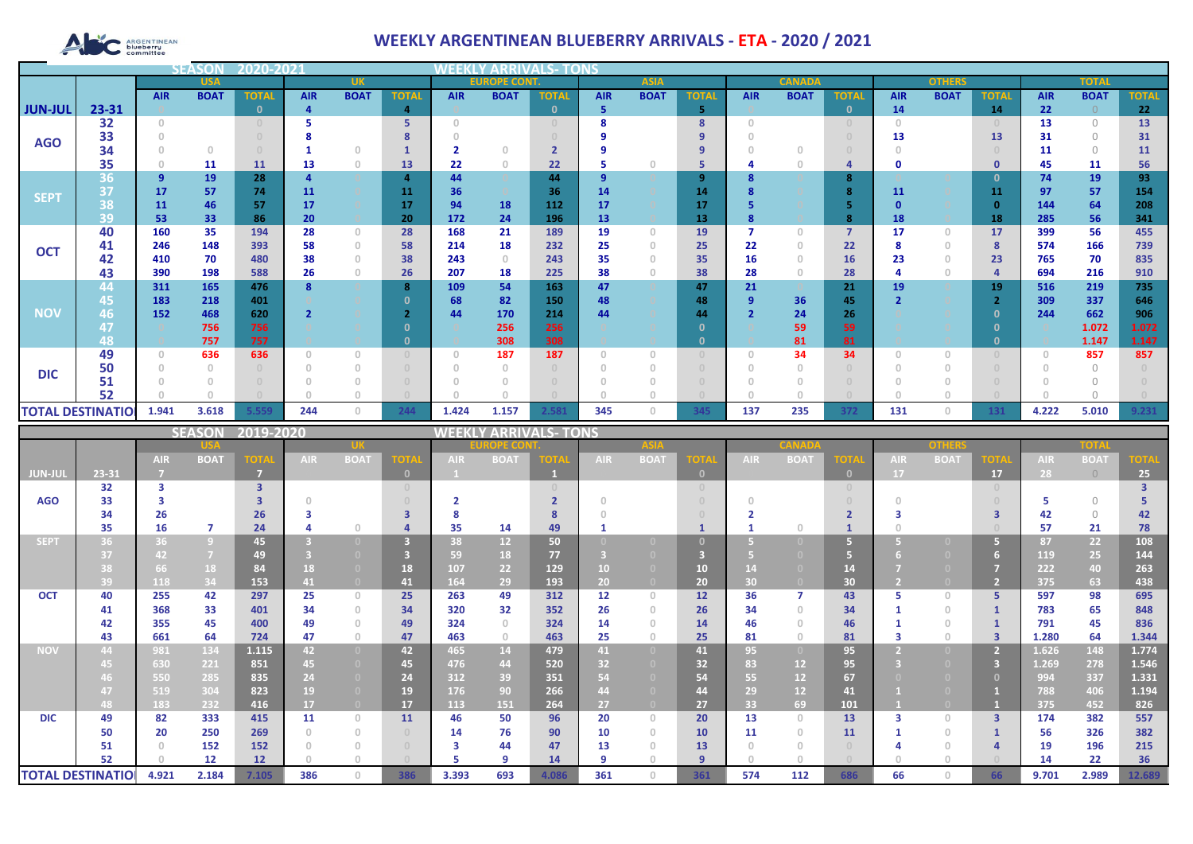# WEEKLY ARGENTINEAN BLUEBERRY ARRIVALS - ETA - 2020 / 2021

ABC ARGENTINEAN blueberry committee

**SEASON 2020-2021 — WEEKLY ARRIVALS- TONS**

| | | USA | | | UK | | | EUROPE CONT. | | | ASIA | | | CANADA | | | OTHERS | | | TOTAL | | |
|---|---|---|---|---|---|---|---|---|---|---|---|---|---|---|---|---|---|---|---|---|---|---|
| | | AIR | BOAT | TOTAL | AIR | BOAT | TOTAL | AIR | BOAT | TOTAL | AIR | BOAT | TOTAL | AIR | BOAT | TOTAL | AIR | BOAT | TOTAL | AIR | BOAT | TOTAL |
| JUN-JUL | 23-31 | 0 | | 0 | 4 | | 4 | 0 | | 0 | 5 | | 5 | 0 | | 0 | 14 | | 14 | 22 | 0 | 22 |
| AGO | 32 | 0 | | 0 | 5 | | 5 | 0 | | 0 | 8 | | 8 | 0 | | 0 | 0 | | 0 | 13 | 0 | 13 |
| | 33 | 0 | | 0 | 8 | | 8 | 0 | | 0 | 9 | | 9 | 0 | | 0 | 13 | | 13 | 31 | 0 | 31 |
| | 34 | 0 | 0 | 0 | 1 | 0 | 1 | 2 | 0 | 2 | 9 | | 9 | 0 | 0 | 0 | 0 | | 0 | 11 | 0 | 11 |
| | 35 | 0 | 11 | 11 | 13 | 0 | 13 | 22 | 0 | 22 | 5 | 0 | 5 | 4 | 0 | 4 | 0 | | 0 | 45 | 11 | 56 |
| SEPT | 36 | 9 | 19 | 28 | 4 | | 4 | 44 | | 44 | 9 | | 9 | 8 | | 8 | | | 0 | 74 | 19 | 93 |
| | 37 | 17 | 57 | 74 | 11 | | 11 | 36 | | 36 | 14 | | 14 | 8 | | 8 | 11 | | 11 | 97 | 57 | 154 |
| | 38 | 11 | 46 | 57 | 17 | | 17 | 94 | 18 | 112 | 17 | | 17 | 5 | | 5 | 0 | | 0 | 144 | 64 | 208 |
| | 39 | 53 | 33 | 86 | 20 | | 20 | 172 | 24 | 196 | 13 | | 13 | 8 | | 8 | 18 | | 18 | 285 | 56 | 341 |
| OCT | 40 | 160 | 35 | 194 | 28 | 0 | 28 | 168 | 21 | 189 | 19 | 0 | 19 | 7 | 0 | 7 | 17 | 0 | 17 | 399 | 56 | 455 |
| | 41 | 246 | 148 | 393 | 58 | 0 | 58 | 214 | 18 | 232 | 25 | 0 | 25 | 22 | 0 | 22 | 8 | 0 | 8 | 574 | 166 | 739 |
| | 42 | 410 | 70 | 480 | 38 | 0 | 38 | 243 | 0 | 243 | 35 | 0 | 35 | 16 | 0 | 16 | 23 | 0 | 23 | 765 | 70 | 835 |
| | 43 | 390 | 198 | 588 | 26 | 0 | 26 | 207 | 18 | 225 | 38 | 0 | 38 | 28 | 0 | 28 | 4 | 0 | 4 | 694 | 216 | 910 |
| NOV | 44 | 311 | 165 | 476 | 8 | | 8 | 109 | 54 | 163 | 47 | | 47 | 21 | | 21 | 19 | | 19 | 516 | 219 | 735 |
| | 45 | 183 | 218 | 401 | | | 0 | 68 | 82 | 150 | 48 | | 48 | 9 | 36 | 45 | 2 | | 2 | 309 | 337 | 646 |
| | 46 | 152 | 468 | 620 | 2 | | 2 | 44 | 170 | 214 | 44 | | 44 | 2 | 24 | 26 | | | 0 | 244 | 662 | 906 |
| | 47 | | 756 | 756 | | | 0 | | 256 | 256 | | | 0 | | 59 | 59 | | | 0 | | 1.072 | 1.072 |
| | 48 | | 757 | 757 | | | 0 | | 308 | 308 | | | 0 | | 81 | 81 | | | 0 | | 1.147 | 1.147 |
| DIC | 49 | 0 | 636 | 636 | 0 | 0 | 0 | 0 | 187 | 187 | 0 | 0 | 0 | 0 | 34 | 34 | 0 | 0 | 0 | 0 | 857 | 857 |
| | 50 | 0 | 0 | 0 | 0 | 0 | 0 | 0 | 0 | 0 | 0 | 0 | 0 | 0 | 0 | 0 | 0 | 0 | 0 | 0 | 0 | 0 |
| | 51 | 0 | 0 | 0 | 0 | 0 | 0 | 0 | 0 | 0 | 0 | 0 | 0 | 0 | 0 | 0 | 0 | 0 | 0 | 0 | 0 | 0 |
| | 52 | 0 | 0 | 0 | 0 | 0 | 0 | 0 | 0 | 0 | 0 | 0 | 0 | 0 | 0 | 0 | 0 | 0 | 0 | 0 | 0 | 0 |
| TOTAL DESTINATIO | | 1.941 | 3.618 | 5.559 | 244 | 0 | 244 | 1.424 | 1.157 | 2.581 | 345 | 0 | 345 | 137 | 235 | 372 | 131 | 0 | 131 | 4.222 | 5.010 | 9.231 |

**SEASON 2019-2020 — WEEKLY ARRIVALS- TONS**

| | | USA | | | UK | | | EUROPE CONT. | | | ASIA | | | CANADA | | | OTHERS | | | TOTAL | | |
|---|---|---|---|---|---|---|---|---|---|---|---|---|---|---|---|---|---|---|---|---|---|---|
| | | AIR | BOAT | TOTAL | AIR | BOAT | TOTAL | AIR | BOAT | TOTAL | AIR | BOAT | TOTAL | AIR | BOAT | TOTAL | AIR | BOAT | TOTAL | AIR | BOAT | TOTAL |
| JUN-JUL | 23-31 | 7 | | 7 | | | 0 | 1 | | 1 | | | 0 | | | 0 | 17 | | 17 | 28 | 0 | 25 |
| AGO | 32 | 3 | | 3 | | | 0 | | | 0 | | | 0 | | | 0 | | | 0 | | | 3 |
| | 33 | 3 | | 3 | 0 | | 0 | 2 | | 2 | 0 | | 0 | 0 | | 0 | 0 | | 0 | 5 | 0 | 5 |
| | 34 | 26 | | 26 | 3 | | 3 | 8 | | 8 | 0 | | 0 | 2 | | 2 | 3 | | 3 | 42 | 0 | 42 |
| | 35 | 16 | 7 | 24 | 4 | 0 | 4 | 35 | 14 | 49 | 1 | | 1 | 1 | 0 | 1 | 0 | | 0 | 57 | 21 | 78 |
| SEPT | 36 | 36 | 9 | 45 | 3 | 0 | 3 | 38 | 12 | 50 | 0 | 0 | 0 | 5 | 0 | 5 | 5 | 0 | 5 | 87 | 22 | 108 |
| | 37 | 42 | 7 | 49 | 3 | 0 | 3 | 59 | 18 | 77 | 3 | 0 | 3 | 5 | 0 | 5 | 6 | 0 | 6 | 119 | 25 | 144 |
| | 38 | 66 | 18 | 84 | 18 | 0 | 18 | 107 | 22 | 129 | 10 | 0 | 10 | 14 | 0 | 14 | 7 | 0 | 7 | 222 | 40 | 263 |
| | 39 | 118 | 34 | 153 | 41 | 0 | 41 | 164 | 29 | 193 | 20 | 0 | 20 | 30 | 0 | 30 | 2 | 0 | 2 | 375 | 63 | 438 |
| OCT | 40 | 255 | 42 | 297 | 25 | 0 | 25 | 263 | 49 | 312 | 12 | 0 | 12 | 36 | 7 | 43 | 5 | 0 | 5 | 597 | 98 | 695 |
| | 41 | 368 | 33 | 401 | 34 | 0 | 34 | 320 | 32 | 352 | 26 | 0 | 26 | 34 | 0 | 34 | 1 | 0 | 1 | 783 | 65 | 848 |
| | 42 | 355 | 45 | 400 | 49 | 0 | 49 | 324 | 0 | 324 | 14 | 0 | 14 | 46 | 0 | 46 | 1 | 0 | 1 | 791 | 45 | 836 |
| | 43 | 661 | 64 | 724 | 47 | 0 | 47 | 463 | 0 | 463 | 25 | 0 | 25 | 81 | 0 | 81 | 3 | 0 | 3 | 1.280 | 64 | 1.344 |
| NOV | 44 | 981 | 134 | 1.115 | 42 | 0 | 42 | 465 | 14 | 479 | 41 | 0 | 41 | 95 | 0 | 95 | 2 | 0 | 2 | 1.626 | 148 | 1.774 |
| | 45 | 630 | 221 | 851 | 45 | 0 | 45 | 476 | 44 | 520 | 32 | 0 | 32 | 83 | 12 | 95 | 3 | 0 | 3 | 1.269 | 278 | 1.546 |
| | 46 | 550 | 285 | 835 | 24 | 0 | 24 | 312 | 39 | 351 | 54 | 0 | 54 | 55 | 12 | 67 | 0 | 0 | 0 | 994 | 337 | 1.331 |
| | 47 | 519 | 304 | 823 | 19 | 0 | 19 | 176 | 90 | 266 | 44 | 0 | 44 | 29 | 12 | 41 | 1 | 0 | 1 | 788 | 406 | 1.194 |
| | 48 | 183 | 232 | 416 | 17 | 0 | 17 | 113 | 151 | 264 | 27 | 0 | 27 | 33 | 69 | 101 | 1 | 0 | 1 | 375 | 452 | 826 |
| DIC | 49 | 82 | 333 | 415 | 11 | 0 | 11 | 46 | 50 | 96 | 20 | 0 | 20 | 13 | 0 | 13 | 3 | 0 | 3 | 174 | 382 | 557 |
| | 50 | 20 | 250 | 269 | 0 | 0 | 0 | 14 | 76 | 90 | 10 | 0 | 10 | 11 | 0 | 11 | 1 | 0 | 1 | 56 | 326 | 382 |
| | 51 | 0 | 152 | 152 | 0 | 0 | 0 | 3 | 44 | 47 | 13 | 0 | 13 | 0 | 0 | 0 | 4 | 0 | 4 | 19 | 196 | 215 |
| | 52 | 0 | 12 | 12 | 0 | 0 | 0 | 5 | 9 | 14 | 9 | 0 | 9 | 0 | 0 | 0 | 0 | 0 | 0 | 14 | 22 | 36 |
| TOTAL DESTINATIO | | 4.921 | 2.184 | 7.105 | 386 | 0 | 386 | 3.393 | 693 | 4.086 | 361 | 0 | 361 | 574 | 112 | 686 | 66 | 0 | 66 | 9.701 | 2.989 | 12.689 |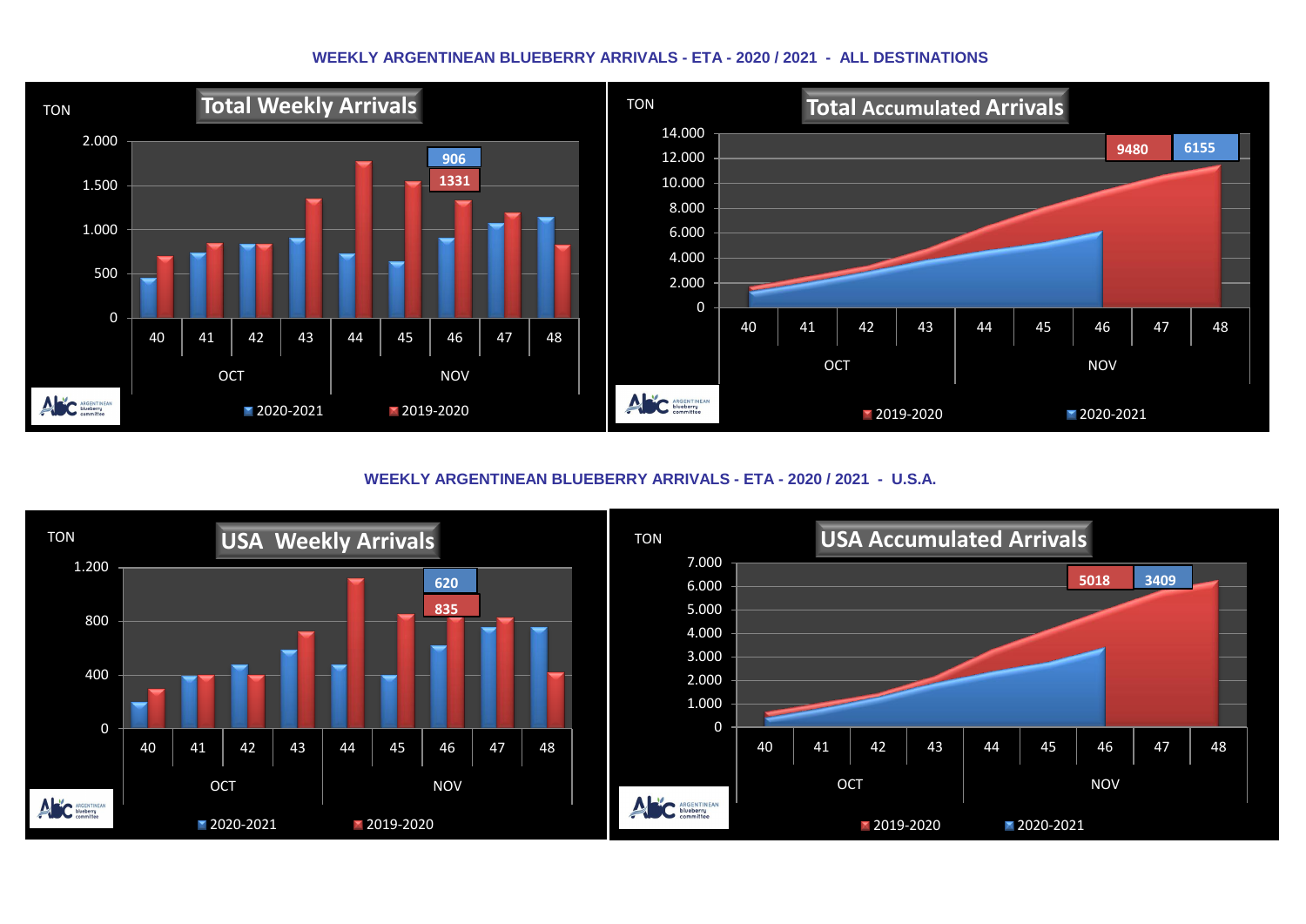### WEEKLY ARGENTINEAN BLUEBERRY ARRIVALS - ETA - 2020 / 2021 - ALL DESTINATIONS

**Total Weekly Arrivals**

TON

2.000
1.500
1.000
500
0

906
1331

40 41 42 43 44 45 46 47 48

OCT NOV

2020-2021 2019-2020

**Total Accumulated Arrivals**

TON

14.000
12.000
10.000
8.000
6.000
4.000
2.000
0

9480 6155

40 41 42 43 44 45 46 47 48

OCT NOV

2019-2020 2020-2021

### WEEKLY ARGENTINEAN BLUEBERRY ARRIVALS - ETA - 2020 / 2021 - U.S.A.

**USA Weekly Arrivals**

TON

1.200
800
400
0

620
835

40 41 42 43 44 45 46 47 48

OCT NOV

2020-2021 2019-2020

**USA Accumulated Arrivals**

TON

7.000
6.000
5.000
4.000
3.000
2.000
1.000
0

5018 3409

40 41 42 43 44 45 46 47 48

OCT NOV

2019-2020 2020-2021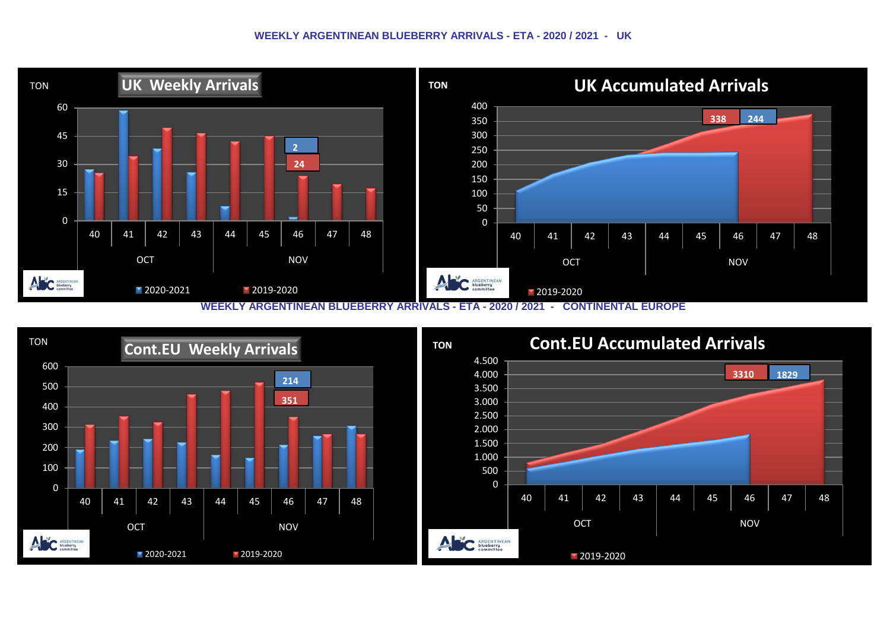## WEEKLY ARGENTINEAN BLUEBERRY ARRIVALS - ETA - 2020 / 2021 - UK

**UK Weekly Arrivals**

TON

60
45
30
15
0

40 41 42 43 44 45 46 47 48

OCT NOV

2

24

2020-2021 2019-2020

**UK Accumulated Arrivals**

TON

400
350
300
250
200
150
100
50
0

40 41 42 43 44 45 46 47 48

OCT NOV

338 244

2019-2020

## WEEKLY ARGENTINEAN BLUEBERRY ARRIVALS - ETA - 2020 / 2021 - CONTINENTAL EUROPE

**Cont.EU Weekly Arrivals**

TON

600
500
400
300
200
100
0

40 41 42 43 44 45 46 47 48

OCT NOV

214

351

2020-2021 2019-2020

**Cont.EU Accumulated Arrivals**

TON

4.500
4.000
3.500
3.000
2.500
2.000
1.500
1.000
500
0

40 41 42 43 44 45 46 47 48

OCT NOV

3310 1829

2019-2020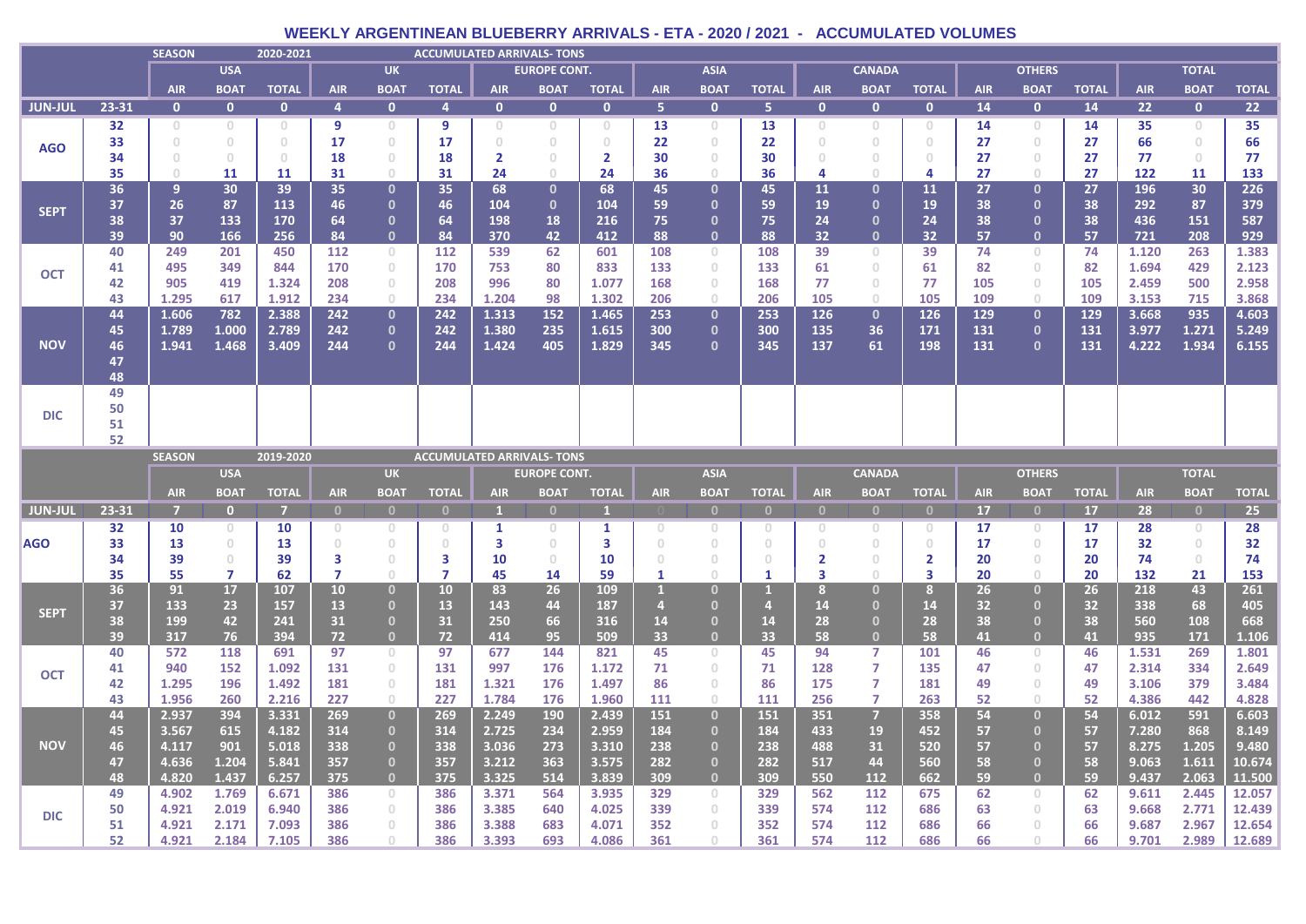# WEEKLY ARGENTINEAN BLUEBERRY ARRIVALS - ETA - 2020 / 2021 - ACCUMULATED VOLUMES

| | | SEASON 2020-2021 | ACCUMULATED ARRIVALS- TONS | | | | | | | | | | | | | | | | | | | |
|---|---|---|---|---|---|---|---|---|---|---|---|---|---|---|---|---|---|---|---|---|---|---|
| | | USA | | | UK | | | EUROPE CONT. | | | ASIA | | | CANADA | | | OTHERS | | | TOTAL | | |
| | | AIR | BOAT | TOTAL | AIR | BOAT | TOTAL | AIR | BOAT | TOTAL | AIR | BOAT | TOTAL | AIR | BOAT | TOTAL | AIR | BOAT | TOTAL | AIR | BOAT | TOTAL |
| JUN-JUL | 23-31 | 0 | 0 | 0 | 4 | 0 | 4 | 0 | 0 | 0 | 5 | 0 | 5 | 0 | 0 | 0 | 14 | 0 | 14 | 22 | 0 | 22 |
| AGO | 32 | 0 | 0 | 0 | 9 | 0 | 9 | 0 | 0 | 0 | 13 | 0 | 13 | 0 | 0 | 0 | 14 | 0 | 14 | 35 | 0 | 35 |
| | 33 | 0 | 0 | 0 | 17 | 0 | 17 | 0 | 0 | 0 | 22 | 0 | 22 | 0 | 0 | 0 | 27 | 0 | 27 | 66 | 0 | 66 |
| | 34 | 0 | 0 | 0 | 18 | 0 | 18 | 2 | 0 | 2 | 30 | 0 | 30 | 0 | 0 | 0 | 27 | 0 | 27 | 77 | 0 | 77 |
| | 35 | 0 | 11 | 11 | 31 | 0 | 31 | 24 | 0 | 24 | 36 | 0 | 36 | 4 | 0 | 4 | 27 | 0 | 27 | 122 | 11 | 133 |
| SEPT | 36 | 9 | 30 | 39 | 35 | 0 | 35 | 68 | 0 | 68 | 45 | 0 | 45 | 11 | 0 | 11 | 27 | 0 | 27 | 196 | 30 | 226 |
| | 37 | 26 | 87 | 113 | 46 | 0 | 46 | 104 | 0 | 104 | 59 | 0 | 59 | 19 | 0 | 19 | 38 | 0 | 38 | 292 | 87 | 379 |
| | 38 | 37 | 133 | 170 | 64 | 0 | 64 | 198 | 18 | 216 | 75 | 0 | 75 | 24 | 0 | 24 | 38 | 0 | 38 | 436 | 151 | 587 |
| | 39 | 90 | 166 | 256 | 84 | 0 | 84 | 370 | 42 | 412 | 88 | 0 | 88 | 32 | 0 | 32 | 57 | 0 | 57 | 721 | 208 | 929 |
| OCT | 40 | 249 | 201 | 450 | 112 | 0 | 112 | 539 | 62 | 601 | 108 | 0 | 108 | 39 | 0 | 39 | 74 | 0 | 74 | 1.120 | 263 | 1.383 |
| | 41 | 495 | 349 | 844 | 170 | 0 | 170 | 753 | 80 | 833 | 133 | 0 | 133 | 61 | 0 | 61 | 82 | 0 | 82 | 1.694 | 429 | 2.123 |
| | 42 | 905 | 419 | 1.324 | 208 | 0 | 208 | 996 | 80 | 1.077 | 168 | 0 | 168 | 77 | 0 | 77 | 105 | 0 | 105 | 2.459 | 500 | 2.958 |
| | 43 | 1.295 | 617 | 1.912 | 234 | 0 | 234 | 1.204 | 98 | 1.302 | 206 | 0 | 206 | 105 | 0 | 105 | 109 | 0 | 109 | 3.153 | 715 | 3.868 |
| NOV | 44 | 1.606 | 782 | 2.388 | 242 | 0 | 242 | 1.313 | 152 | 1.465 | 253 | 0 | 253 | 126 | 0 | 126 | 129 | 0 | 129 | 3.668 | 935 | 4.603 |
| | 45 | 1.789 | 1.000 | 2.789 | 242 | 0 | 242 | 1.380 | 235 | 1.615 | 300 | 0 | 300 | 135 | 36 | 171 | 131 | 0 | 131 | 3.977 | 1.271 | 5.249 |
| | 46 | 1.941 | 1.468 | 3.409 | 244 | 0 | 244 | 1.424 | 405 | 1.829 | 345 | 0 | 345 | 137 | 61 | 198 | 131 | 0 | 131 | 4.222 | 1.934 | 6.155 |
| | 47 | | | | | | | | | | | | | | | | | | | | | |
| | 48 | | | | | | | | | | | | | | | | | | | | | |
| DIC | 49 | | | | | | | | | | | | | | | | | | | | | |
| | 50 | | | | | | | | | | | | | | | | | | | | | |
| | 51 | | | | | | | | | | | | | | | | | | | | | |
| | 52 | | | | | | | | | | | | | | | | | | | | | |

| | | SEASON 2019-2020 | ACCUMULATED ARRIVALS- TONS | | | | | | | | | | | | | | | | | | | |
|---|---|---|---|---|---|---|---|---|---|---|---|---|---|---|---|---|---|---|---|---|---|---|
| | | USA | | | UK | | | EUROPE CONT. | | | ASIA | | | CANADA | | | OTHERS | | | TOTAL | | |
| | | AIR | BOAT | TOTAL | AIR | BOAT | TOTAL | AIR | BOAT | TOTAL | AIR | BOAT | TOTAL | AIR | BOAT | TOTAL | AIR | BOAT | TOTAL | AIR | BOAT | TOTAL |
| JUN-JUL | 23-31 | 7 | 0 | 7 | 0 | 0 | 0 | 1 | 0 | 1 | 0 | 0 | 0 | 0 | 0 | 0 | 17 | 0 | 17 | 28 | 0 | 25 |
| AGO | 32 | 10 | 0 | 10 | 0 | 0 | 0 | 1 | 0 | 1 | 0 | 0 | 0 | 0 | 0 | 0 | 17 | 0 | 17 | 28 | 0 | 28 |
| | 33 | 13 | 0 | 13 | 0 | 0 | 0 | 3 | 0 | 3 | 0 | 0 | 0 | 0 | 0 | 0 | 17 | 0 | 17 | 32 | 0 | 32 |
| | 34 | 39 | 0 | 39 | 3 | 0 | 3 | 10 | 0 | 10 | 0 | 0 | 0 | 2 | 0 | 2 | 20 | 0 | 20 | 74 | 0 | 74 |
| | 35 | 55 | 7 | 62 | 7 | 0 | 7 | 45 | 14 | 59 | 1 | 0 | 1 | 3 | 0 | 3 | 20 | 0 | 20 | 132 | 21 | 153 |
| SEPT | 36 | 91 | 17 | 107 | 10 | 0 | 10 | 83 | 26 | 109 | 1 | 0 | 1 | 8 | 0 | 8 | 26 | 0 | 26 | 218 | 43 | 261 |
| | 37 | 133 | 23 | 157 | 13 | 0 | 13 | 143 | 44 | 187 | 4 | 0 | 4 | 14 | 0 | 14 | 32 | 0 | 32 | 338 | 68 | 405 |
| | 38 | 199 | 42 | 241 | 31 | 0 | 31 | 250 | 66 | 316 | 14 | 0 | 14 | 28 | 0 | 28 | 38 | 0 | 38 | 560 | 108 | 668 |
| | 39 | 317 | 76 | 394 | 72 | 0 | 72 | 414 | 95 | 509 | 33 | 0 | 33 | 58 | 0 | 58 | 41 | 0 | 41 | 935 | 171 | 1.106 |
| OCT | 40 | 572 | 118 | 691 | 97 | 0 | 97 | 677 | 144 | 821 | 45 | 0 | 45 | 94 | 7 | 101 | 46 | 0 | 46 | 1.531 | 269 | 1.801 |
| | 41 | 940 | 152 | 1.092 | 131 | 0 | 131 | 997 | 176 | 1.172 | 71 | 0 | 71 | 128 | 7 | 135 | 47 | 0 | 47 | 2.314 | 334 | 2.649 |
| | 42 | 1.295 | 196 | 1.492 | 181 | 0 | 181 | 1.321 | 176 | 1.497 | 86 | 0 | 86 | 175 | 7 | 181 | 49 | 0 | 49 | 3.106 | 379 | 3.484 |
| | 43 | 1.956 | 260 | 2.216 | 227 | 0 | 227 | 1.784 | 176 | 1.960 | 111 | 0 | 111 | 256 | 7 | 263 | 52 | 0 | 52 | 4.386 | 442 | 4.828 |
| NOV | 44 | 2.937 | 394 | 3.331 | 269 | 0 | 269 | 2.249 | 190 | 2.439 | 151 | 0 | 151 | 351 | 7 | 358 | 54 | 0 | 54 | 6.012 | 591 | 6.603 |
| | 45 | 3.567 | 615 | 4.182 | 314 | 0 | 314 | 2.725 | 234 | 2.959 | 184 | 0 | 184 | 433 | 19 | 452 | 57 | 0 | 57 | 7.280 | 868 | 8.149 |
| | 46 | 4.117 | 901 | 5.018 | 338 | 0 | 338 | 3.036 | 273 | 3.310 | 238 | 0 | 238 | 488 | 31 | 520 | 57 | 0 | 57 | 8.275 | 1.205 | 9.480 |
| | 47 | 4.636 | 1.204 | 5.841 | 357 | 0 | 357 | 3.212 | 363 | 3.575 | 282 | 0 | 282 | 517 | 44 | 560 | 58 | 0 | 58 | 9.063 | 1.611 | 10.674 |
| | 48 | 4.820 | 1.437 | 6.257 | 375 | 0 | 375 | 3.325 | 514 | 3.839 | 309 | 0 | 309 | 550 | 112 | 662 | 59 | 0 | 59 | 9.437 | 2.063 | 11.500 |
| DIC | 49 | 4.902 | 1.769 | 6.671 | 386 | 0 | 386 | 3.371 | 564 | 3.935 | 329 | 0 | 329 | 562 | 112 | 675 | 62 | 0 | 62 | 9.611 | 2.445 | 12.057 |
| | 50 | 4.921 | 2.019 | 6.940 | 386 | 0 | 386 | 3.385 | 640 | 4.025 | 339 | 0 | 339 | 574 | 112 | 686 | 63 | 0 | 63 | 9.668 | 2.771 | 12.439 |
| | 51 | 4.921 | 2.171 | 7.093 | 386 | 0 | 386 | 3.388 | 683 | 4.071 | 352 | 0 | 352 | 574 | 112 | 686 | 66 | 0 | 66 | 9.687 | 2.967 | 12.654 |
| | 52 | 4.921 | 2.184 | 7.105 | 386 | 0 | 386 | 3.393 | 693 | 4.086 | 361 | 0 | 361 | 574 | 112 | 686 | 66 | 0 | 66 | 9.701 | 2.989 | 12.689 |